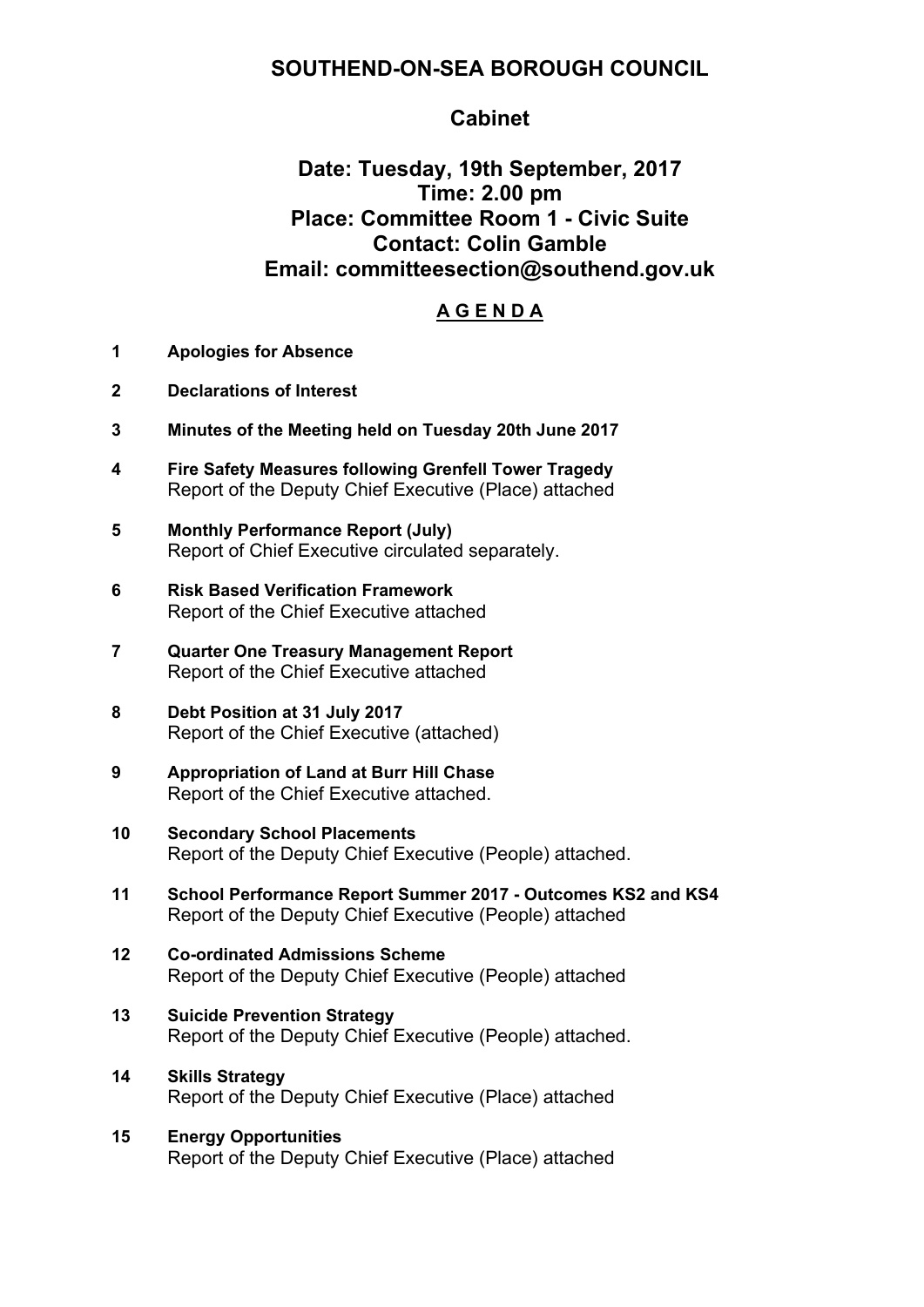# SOUTHEND-ON-SEA BOROUGH COUNCIL

## Cabinet

**Date: Tuesday, 19th September, 2017**
**Time: 2.00 pm**
**Place: Committee Room 1 - Civic Suite**
**Contact: Colin Gamble**
**Email: committeesection@southend.gov.uk**

## A G E N D A

**1 Apologies for Absence**

**2 Declarations of Interest**

**3 Minutes of the Meeting held on Tuesday 20th June 2017**

**4 Fire Safety Measures following Grenfell Tower Tragedy**
Report of the Deputy Chief Executive (Place) attached

**5 Monthly Performance Report (July)**
Report of Chief Executive circulated separately.

**6 Risk Based Verification Framework**
Report of the Chief Executive attached

**7 Quarter One Treasury Management Report**
Report of the Chief Executive attached

**8 Debt Position at 31 July 2017**
Report of the Chief Executive (attached)

**9 Appropriation of Land at Burr Hill Chase**
Report of the Chief Executive attached.

**10 Secondary School Placements**
Report of the Deputy Chief Executive (People) attached.

**11 School Performance Report Summer 2017 - Outcomes KS2 and KS4**
Report of the Deputy Chief Executive (People) attached

**12 Co-ordinated Admissions Scheme**
Report of the Deputy Chief Executive (People) attached

**13 Suicide Prevention Strategy**
Report of the Deputy Chief Executive (People) attached.

**14 Skills Strategy**
Report of the Deputy Chief Executive (Place) attached

**15 Energy Opportunities**
Report of the Deputy Chief Executive (Place) attached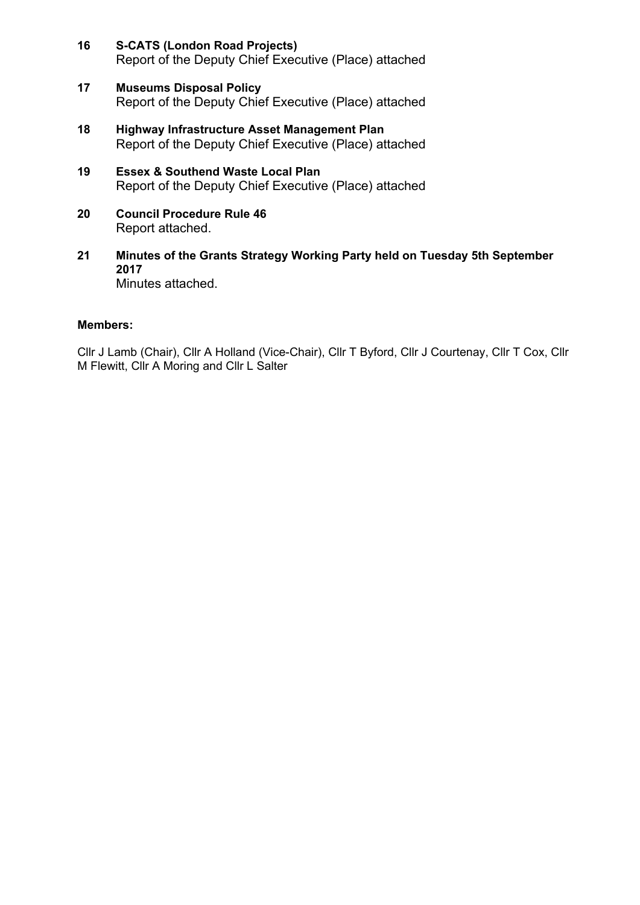**16 S-CATS (London Road Projects)**
Report of the Deputy Chief Executive (Place) attached

**17 Museums Disposal Policy**
Report of the Deputy Chief Executive (Place) attached

**18 Highway Infrastructure Asset Management Plan**
Report of the Deputy Chief Executive (Place) attached

**19 Essex & Southend Waste Local Plan**
Report of the Deputy Chief Executive (Place) attached

**20 Council Procedure Rule 46**
Report attached.

**21 Minutes of the Grants Strategy Working Party held on Tuesday 5th September 2017**
Minutes attached.

**Members:**

Cllr J Lamb (Chair), Cllr A Holland (Vice-Chair), Cllr T Byford, Cllr J Courtenay, Cllr T Cox, Cllr M Flewitt, Cllr A Moring and Cllr L Salter